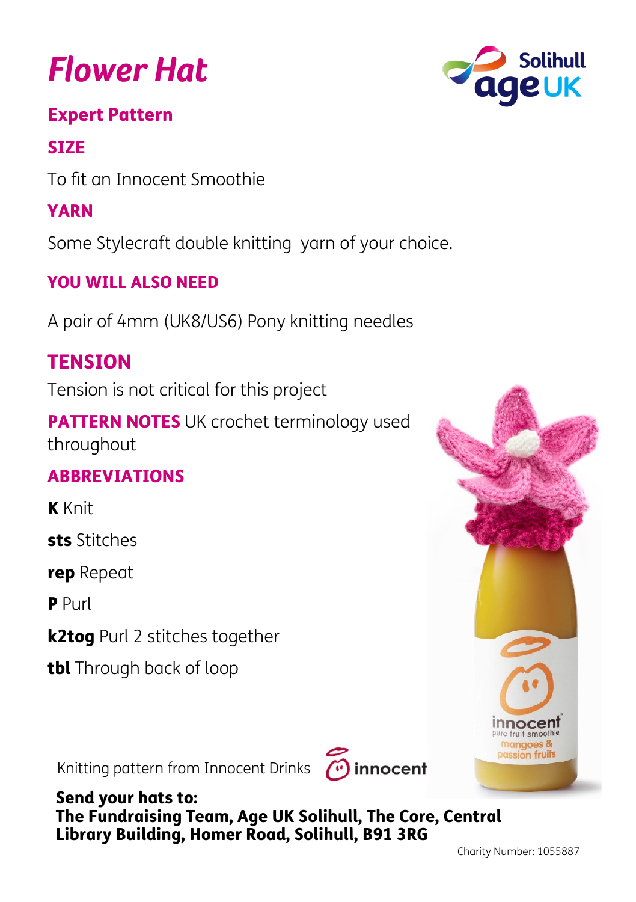# Flower Hat

## Expert Pattern

### SIZE

To fit an Innocent Smoothie

### YARN

Some Stylecraft double knitting  yarn of your choice.

### YOU WILL ALSO NEED

A pair of 4mm (UK8/US6) Pony knitting needles

### TENSION

Tension is not critical for this project

**PATTERN NOTES** UK crochet terminology used throughout

### ABBREVIATIONS

**K** Knit

**sts** Stitches

**rep** Repeat

**P** Purl

**k2tog** Purl 2 stitches together

**tbl** Through back of loop

Knitting pattern from Innocent Drinks

**Send your hats to:**
**The Fundraising Team, Age UK Solihull, The Core, Central Library Building, Homer Road, Solihull, B91 3RG**

Charity Number: 1055887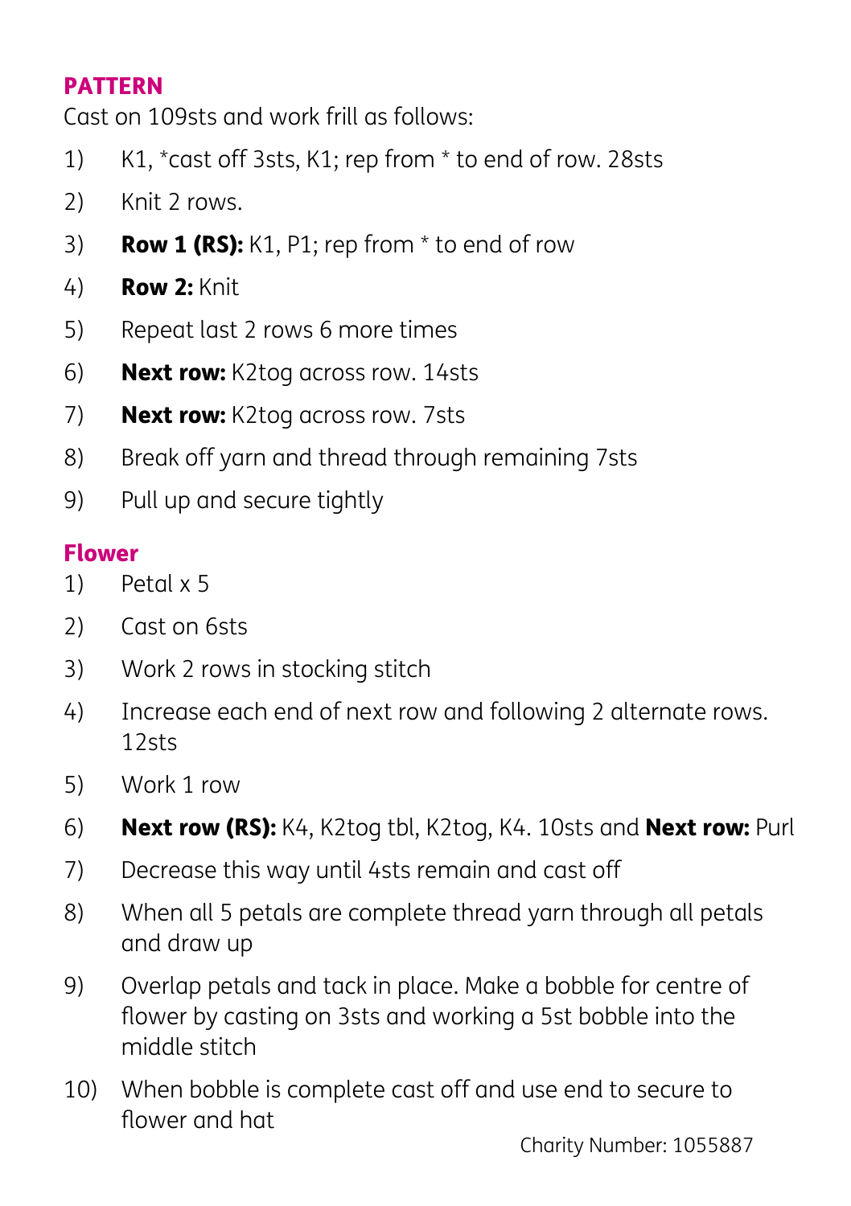## PATTERN

Cast on 109sts and work frill as follows:

1) K1, *cast off 3sts, K1; rep from * to end of row. 28sts
2) Knit 2 rows.
3) **Row 1 (RS):** K1, P1; rep from * to end of row
4) **Row 2:** Knit
5) Repeat last 2 rows 6 more times
6) **Next row:** K2tog across row. 14sts
7) **Next row:** K2tog across row. 7sts
8) Break off yarn and thread through remaining 7sts
9) Pull up and secure tightly

## Flower

1) Petal x 5
2) Cast on 6sts
3) Work 2 rows in stocking stitch
4) Increase each end of next row and following 2 alternate rows. 12sts
5) Work 1 row
6) **Next row (RS):** K4, K2tog tbl, K2tog, K4. 10sts and **Next row:** Purl
7) Decrease this way until 4sts remain and cast off
8) When all 5 petals are complete thread yarn through all petals and draw up
9) Overlap petals and tack in place. Make a bobble for centre of flower by casting on 3sts and working a 5st bobble into the middle stitch
10) When bobble is complete cast off and use end to secure to flower and hat

Charity Number: 1055887